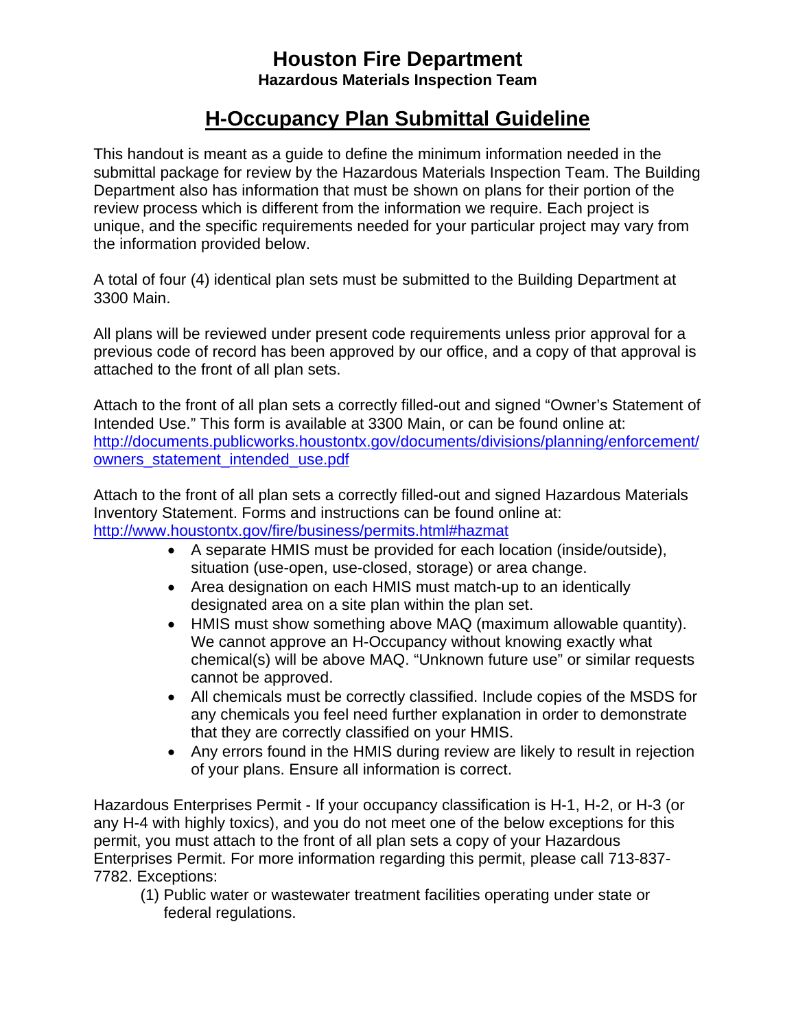# Houston Fire Department

**Hazardous Materials Inspection Team**

## H-Occupancy Plan Submittal Guideline

This handout is meant as a guide to define the minimum information needed in the submittal package for review by the Hazardous Materials Inspection Team. The Building Department also has information that must be shown on plans for their portion of the review process which is different from the information we require. Each project is unique, and the specific requirements needed for your particular project may vary from the information provided below.

A total of four (4) identical plan sets must be submitted to the Building Department at 3300 Main.

All plans will be reviewed under present code requirements unless prior approval for a previous code of record has been approved by our office, and a copy of that approval is attached to the front of all plan sets.

Attach to the front of all plan sets a correctly filled-out and signed "Owner's Statement of Intended Use." This form is available at 3300 Main, or can be found online at: http://documents.publicworks.houstontx.gov/documents/divisions/planning/enforcement/owners_statement_intended_use.pdf

Attach to the front of all plan sets a correctly filled-out and signed Hazardous Materials Inventory Statement. Forms and instructions can be found online at: http://www.houstontx.gov/fire/business/permits.html#hazmat

- A separate HMIS must be provided for each location (inside/outside), situation (use-open, use-closed, storage) or area change.
- Area designation on each HMIS must match-up to an identically designated area on a site plan within the plan set.
- HMIS must show something above MAQ (maximum allowable quantity). We cannot approve an H-Occupancy without knowing exactly what chemical(s) will be above MAQ. "Unknown future use" or similar requests cannot be approved.
- All chemicals must be correctly classified. Include copies of the MSDS for any chemicals you feel need further explanation in order to demonstrate that they are correctly classified on your HMIS.
- Any errors found in the HMIS during review are likely to result in rejection of your plans. Ensure all information is correct.

Hazardous Enterprises Permit - If your occupancy classification is H-1, H-2, or H-3 (or any H-4 with highly toxics), and you do not meet one of the below exceptions for this permit, you must attach to the front of all plan sets a copy of your Hazardous Enterprises Permit. For more information regarding this permit, please call 713-837-7782. Exceptions:

(1) Public water or wastewater treatment facilities operating under state or federal regulations.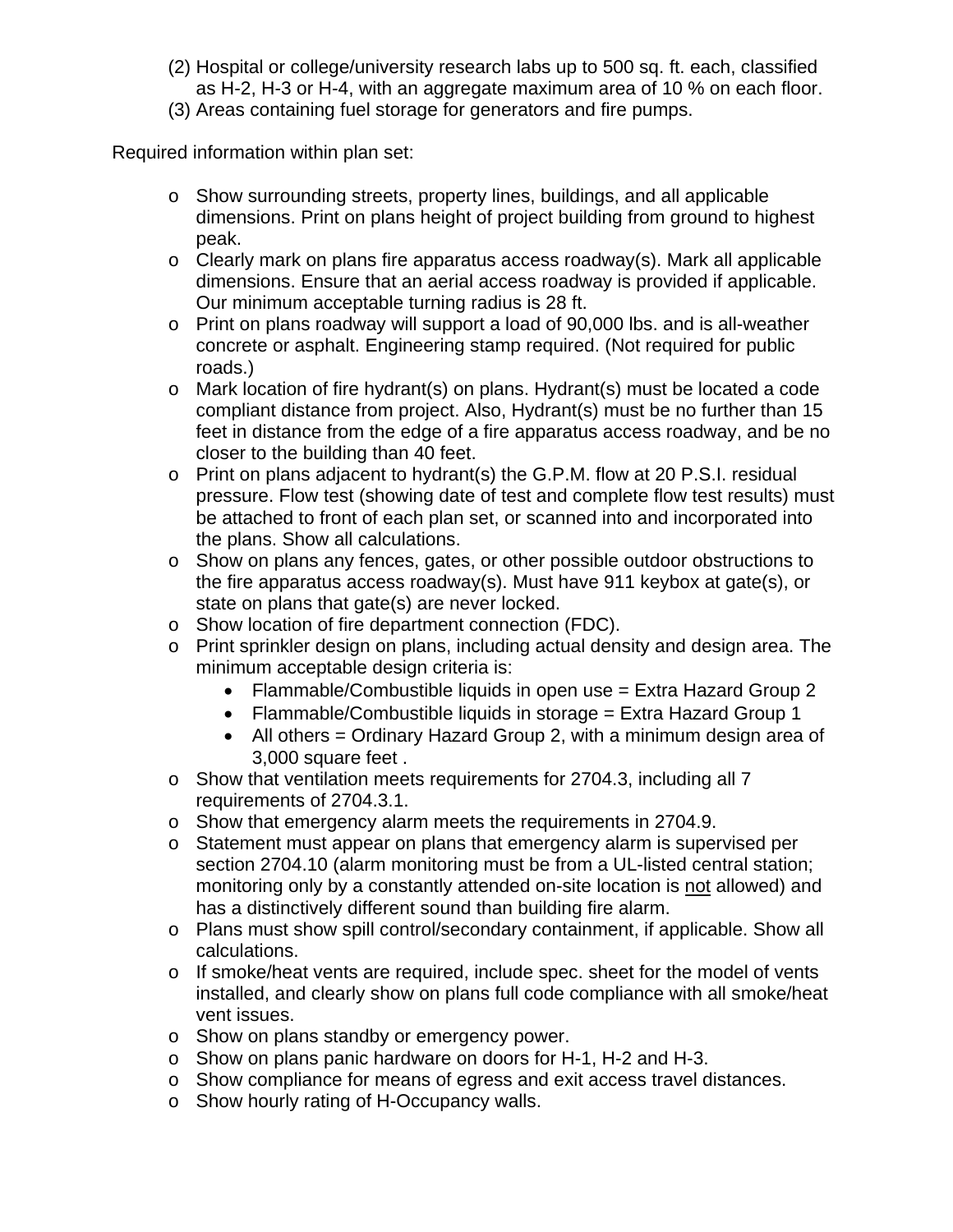(2) Hospital or college/university research labs up to 500 sq. ft. each, classified as H-2, H-3 or H-4, with an aggregate maximum area of 10 % on each floor.
(3) Areas containing fuel storage for generators and fire pumps.

Required information within plan set:

- Show surrounding streets, property lines, buildings, and all applicable dimensions. Print on plans height of project building from ground to highest peak.
- Clearly mark on plans fire apparatus access roadway(s). Mark all applicable dimensions. Ensure that an aerial access roadway is provided if applicable. Our minimum acceptable turning radius is 28 ft.
- Print on plans roadway will support a load of 90,000 lbs. and is all-weather concrete or asphalt. Engineering stamp required. (Not required for public roads.)
- Mark location of fire hydrant(s) on plans. Hydrant(s) must be located a code compliant distance from project. Also, Hydrant(s) must be no further than 15 feet in distance from the edge of a fire apparatus access roadway, and be no closer to the building than 40 feet.
- Print on plans adjacent to hydrant(s) the G.P.M. flow at 20 P.S.I. residual pressure. Flow test (showing date of test and complete flow test results) must be attached to front of each plan set, or scanned into and incorporated into the plans. Show all calculations.
- Show on plans any fences, gates, or other possible outdoor obstructions to the fire apparatus access roadway(s). Must have 911 keybox at gate(s), or state on plans that gate(s) are never locked.
- Show location of fire department connection (FDC).
- Print sprinkler design on plans, including actual density and design area. The minimum acceptable design criteria is:
  - Flammable/Combustible liquids in open use = Extra Hazard Group 2
  - Flammable/Combustible liquids in storage = Extra Hazard Group 1
  - All others = Ordinary Hazard Group 2, with a minimum design area of 3,000 square feet .
- Show that ventilation meets requirements for 2704.3, including all 7 requirements of 2704.3.1.
- Show that emergency alarm meets the requirements in 2704.9.
- Statement must appear on plans that emergency alarm is supervised per section 2704.10 (alarm monitoring must be from a UL-listed central station; monitoring only by a constantly attended on-site location is <u>not</u> allowed) and has a distinctively different sound than building fire alarm.
- Plans must show spill control/secondary containment, if applicable. Show all calculations.
- If smoke/heat vents are required, include spec. sheet for the model of vents installed, and clearly show on plans full code compliance with all smoke/heat vent issues.
- Show on plans standby or emergency power.
- Show on plans panic hardware on doors for H-1, H-2 and H-3.
- Show compliance for means of egress and exit access travel distances.
- Show hourly rating of H-Occupancy walls.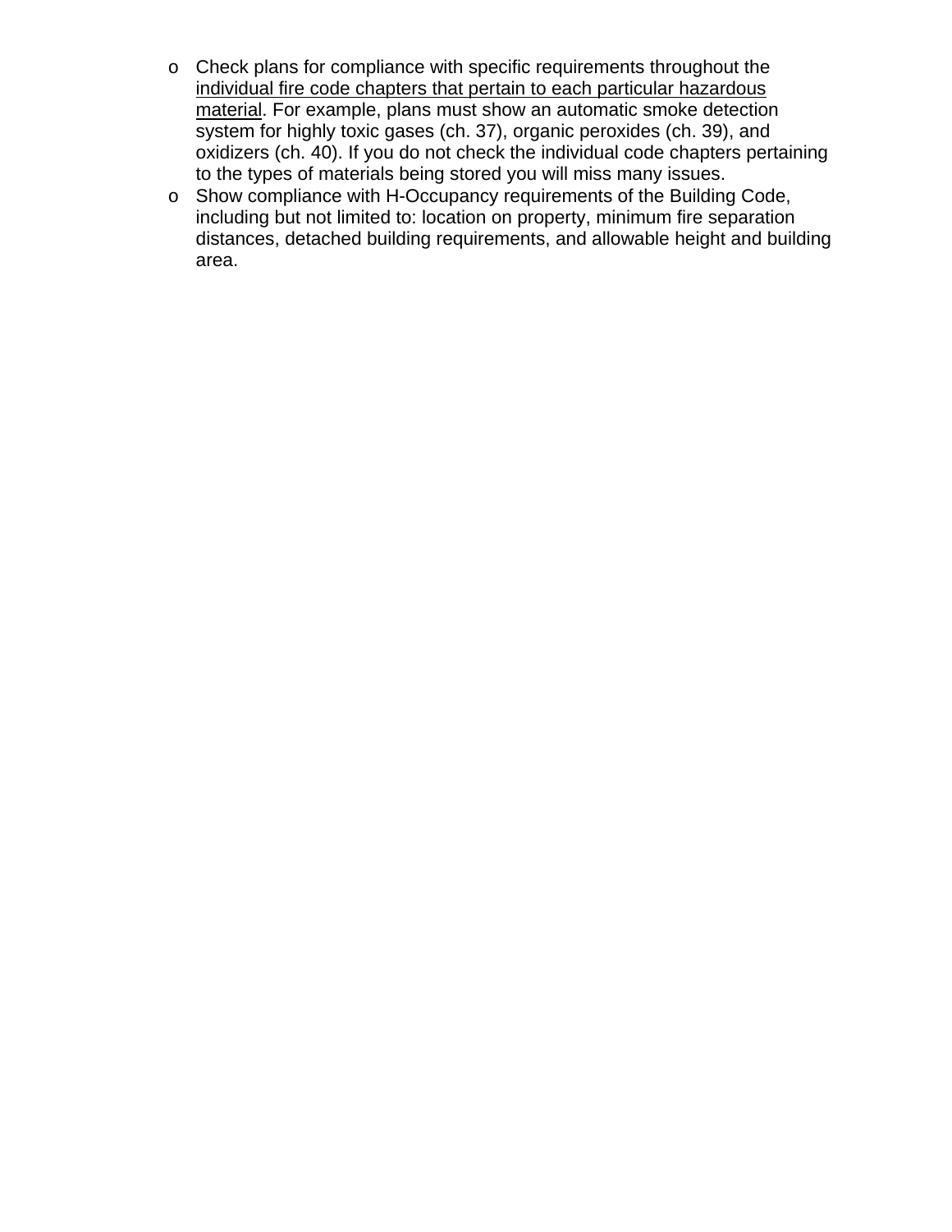- Check plans for compliance with specific requirements throughout the <u>individual fire code chapters that pertain to each particular hazardous material</u>. For example, plans must show an automatic smoke detection system for highly toxic gases (ch. 37), organic peroxides (ch. 39), and oxidizers (ch. 40). If you do not check the individual code chapters pertaining to the types of materials being stored you will miss many issues.
- Show compliance with H-Occupancy requirements of the Building Code, including but not limited to: location on property, minimum fire separation distances, detached building requirements, and allowable height and building area.